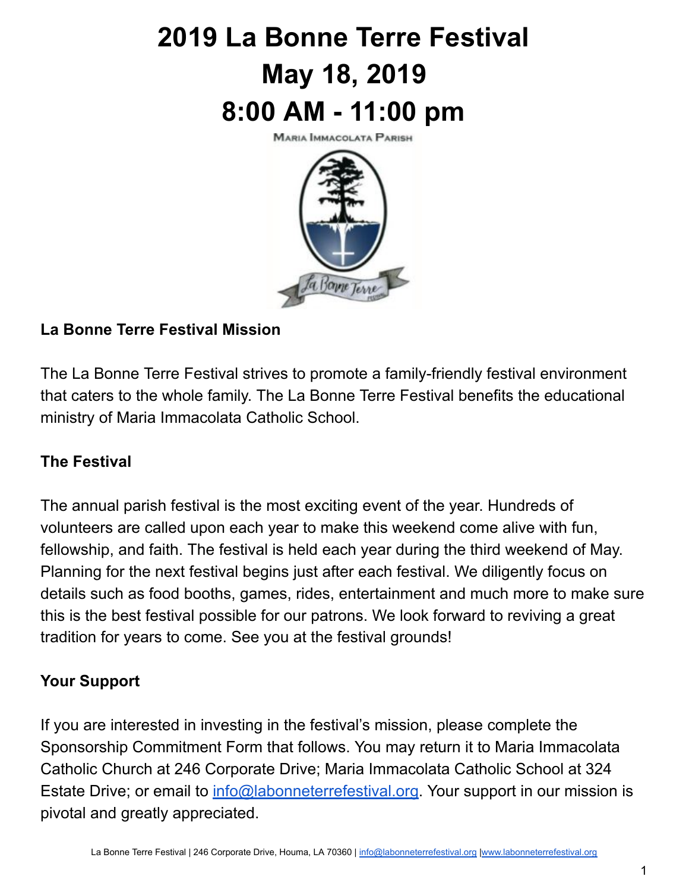# 2019 La Bonne Terre Festival
# May 18, 2019
# 8:00 AM - 11:00 pm

MARIA IMMACOLATA PARISH

La Bonne Terre

**La Bonne Terre Festival Mission**

The La Bonne Terre Festival strives to promote a family-friendly festival environment that caters to the whole family. The La Bonne Terre Festival benefits the educational ministry of Maria Immacolata Catholic School.

**The Festival**

The annual parish festival is the most exciting event of the year. Hundreds of volunteers are called upon each year to make this weekend come alive with fun, fellowship, and faith. The festival is held each year during the third weekend of May. Planning for the next festival begins just after each festival. We diligently focus on details such as food booths, games, rides, entertainment and much more to make sure this is the best festival possible for our patrons. We look forward to reviving a great tradition for years to come. See you at the festival grounds!

**Your Support**

If you are interested in investing in the festival's mission, please complete the Sponsorship Commitment Form that follows. You may return it to Maria Immacolata Catholic Church at 246 Corporate Drive; Maria Immacolata Catholic School at 324 Estate Drive; or email to info@labonneterrefestival.org. Your support in our mission is pivotal and greatly appreciated.

La Bonne Terre Festival | 246 Corporate Drive, Houma, LA 70360 | info@labonneterrefestival.org | www.labonneterrefestival.org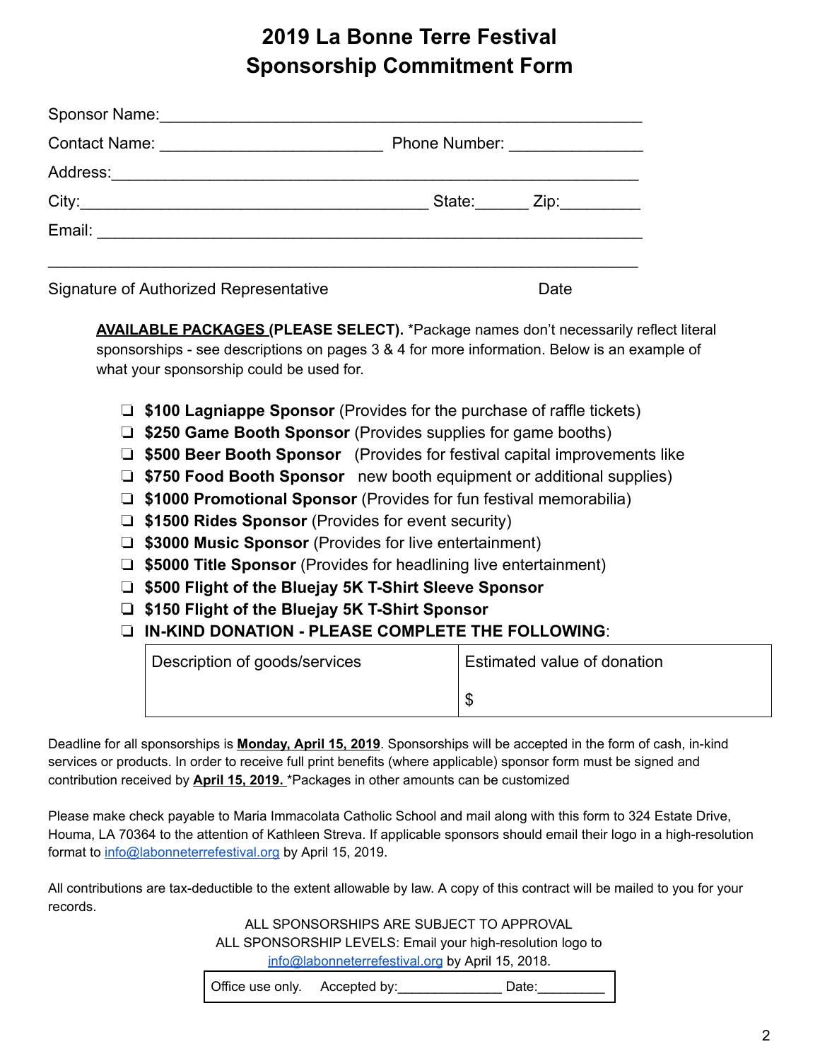# 2019 La Bonne Terre Festival
# Sponsorship Commitment Form

Sponsor Name:\_\_\_\_\_\_\_\_\_\_\_\_\_\_\_\_\_\_\_\_\_\_\_\_\_\_\_\_\_\_\_\_\_\_\_\_\_\_\_\_\_\_\_\_\_\_\_\_\_\_

Contact Name: \_\_\_\_\_\_\_\_\_\_\_\_\_\_\_\_\_\_\_\_\_\_\_\_\_ Phone Number: \_\_\_\_\_\_\_\_\_\_\_\_\_\_\_

Address:\_\_\_\_\_\_\_\_\_\_\_\_\_\_\_\_\_\_\_\_\_\_\_\_\_\_\_\_\_\_\_\_\_\_\_\_\_\_\_\_\_\_\_\_\_\_\_\_\_\_\_\_\_\_\_

City:\_\_\_\_\_\_\_\_\_\_\_\_\_\_\_\_\_\_\_\_\_\_\_\_\_\_\_\_\_\_\_\_\_\_\_\_\_\_\_ State:\_\_\_\_\_\_ Zip:\_\_\_\_\_\_\_\_\_

Email: \_\_\_\_\_\_\_\_\_\_\_\_\_\_\_\_\_\_\_\_\_\_\_\_\_\_\_\_\_\_\_\_\_\_\_\_\_\_\_\_\_\_\_\_\_\_\_\_\_\_\_\_\_\_\_\_\_\_

\_\_\_\_\_\_\_\_\_\_\_\_\_\_\_\_\_\_\_\_\_\_\_\_\_\_\_\_\_\_\_\_\_\_\_\_\_\_\_\_\_\_\_\_\_\_\_\_\_\_\_\_\_\_\_\_\_\_\_\_\_\_\_\_

Signature of Authorized Representative Date

**AVAILABLE PACKAGES (PLEASE SELECT).** *Package names don't necessarily reflect literal sponsorships - see descriptions on pages 3 & 4 for more information. Below is an example of what your sponsorship could be used for.

- ❏ **$100 Lagniappe Sponsor** (Provides for the purchase of raffle tickets)
- ❏ **$250 Game Booth Sponsor** (Provides supplies for game booths)
- ❏ **$500 Beer Booth Sponsor** (Provides for festival capital improvements like
- ❏ **$750 Food Booth Sponsor** new booth equipment or additional supplies)
- ❏ **$1000 Promotional Sponsor** (Provides for fun festival memorabilia)
- ❏ **$1500 Rides Sponsor** (Provides for event security)
- ❏ **$3000 Music Sponsor** (Provides for live entertainment)
- ❏ **$5000 Title Sponsor** (Provides for headlining live entertainment)
- ❏ **$500 Flight of the Bluejay 5K T-Shirt Sleeve Sponsor**
- ❏ **$150 Flight of the Bluejay 5K T-Shirt Sponsor**
- ❏ **IN-KIND DONATION - PLEASE COMPLETE THE FOLLOWING**:

| Description of goods/services | Estimated value of donation |
|---|---|
| | $ |

Deadline for all sponsorships is **Monday, April 15, 2019**. Sponsorships will be accepted in the form of cash, in-kind services or products. In order to receive full print benefits (where applicable) sponsor form must be signed and contribution received by **April 15, 2019.** *Packages in other amounts can be customized

Please make check payable to Maria Immacolata Catholic School and mail along with this form to 324 Estate Drive, Houma, LA 70364 to the attention of Kathleen Streva. If applicable sponsors should email their logo in a high-resolution format to info@labonneterrefestival.org by April 15, 2019.

All contributions are tax-deductible to the extent allowable by law. A copy of this contract will be mailed to you for your records.

ALL SPONSORSHIPS ARE SUBJECT TO APPROVAL
ALL SPONSORSHIP LEVELS: Email your high-resolution logo to info@labonneterrefestival.org by April 15, 2018.

| Office use only. Accepted by:\_\_\_\_\_\_\_\_\_\_\_\_\_\_ Date:\_\_\_\_\_\_\_\_\_ |
|---|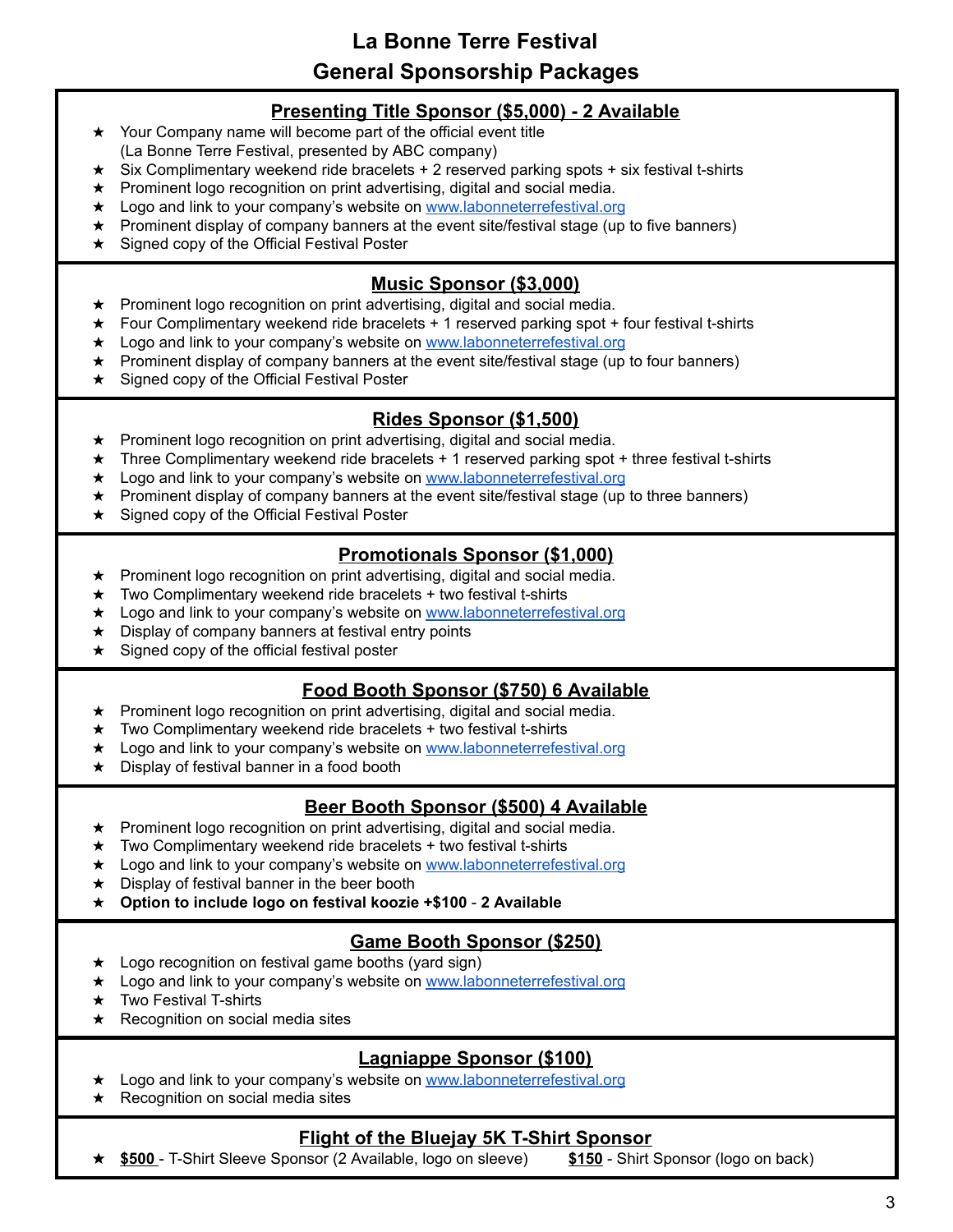# La Bonne Terre Festival
# General Sponsorship Packages

## Presenting Title Sponsor ($5,000) - 2 Available

- Your Company name will become part of the official event title (La Bonne Terre Festival, presented by ABC company)
- Six Complimentary weekend ride bracelets + 2 reserved parking spots + six festival t-shirts
- Prominent logo recognition on print advertising, digital and social media.
- Logo and link to your company's website on www.labonneterrefestival.org
- Prominent display of company banners at the event site/festival stage (up to five banners)
- Signed copy of the Official Festival Poster

## Music Sponsor ($3,000)

- Prominent logo recognition on print advertising, digital and social media.
- Four Complimentary weekend ride bracelets + 1 reserved parking spot + four festival t-shirts
- Logo and link to your company's website on www.labonneterrefestival.org
- Prominent display of company banners at the event site/festival stage (up to four banners)
- Signed copy of the Official Festival Poster

## Rides Sponsor ($1,500)

- Prominent logo recognition on print advertising, digital and social media.
- Three Complimentary weekend ride bracelets + 1 reserved parking spot + three festival t-shirts
- Logo and link to your company's website on www.labonneterrefestival.org
- Prominent display of company banners at the event site/festival stage (up to three banners)
- Signed copy of the Official Festival Poster

## Promotionals Sponsor ($1,000)

- Prominent logo recognition on print advertising, digital and social media.
- Two Complimentary weekend ride bracelets + two festival t-shirts
- Logo and link to your company's website on www.labonneterrefestival.org
- Display of company banners at festival entry points
- Signed copy of the official festival poster

## Food Booth Sponsor ($750) 6 Available

- Prominent logo recognition on print advertising, digital and social media.
- Two Complimentary weekend ride bracelets + two festival t-shirts
- Logo and link to your company's website on www.labonneterrefestival.org
- Display of festival banner in a food booth

## Beer Booth Sponsor ($500) 4 Available

- Prominent logo recognition on print advertising, digital and social media.
- Two Complimentary weekend ride bracelets + two festival t-shirts
- Logo and link to your company's website on www.labonneterrefestival.org
- Display of festival banner in the beer booth
- **Option to include logo on festival koozie +$100 - 2 Available**

## Game Booth Sponsor ($250)

- Logo recognition on festival game booths (yard sign)
- Logo and link to your company's website on www.labonneterrefestival.org
- Two Festival T-shirts
- Recognition on social media sites

## Lagniappe Sponsor ($100)

- Logo and link to your company's website on www.labonneterrefestival.org
- Recognition on social media sites

## Flight of the Bluejay 5K T-Shirt Sponsor

- **$500** - T-Shirt Sleeve Sponsor (2 Available, logo on sleeve) **$150** - Shirt Sponsor (logo on back)